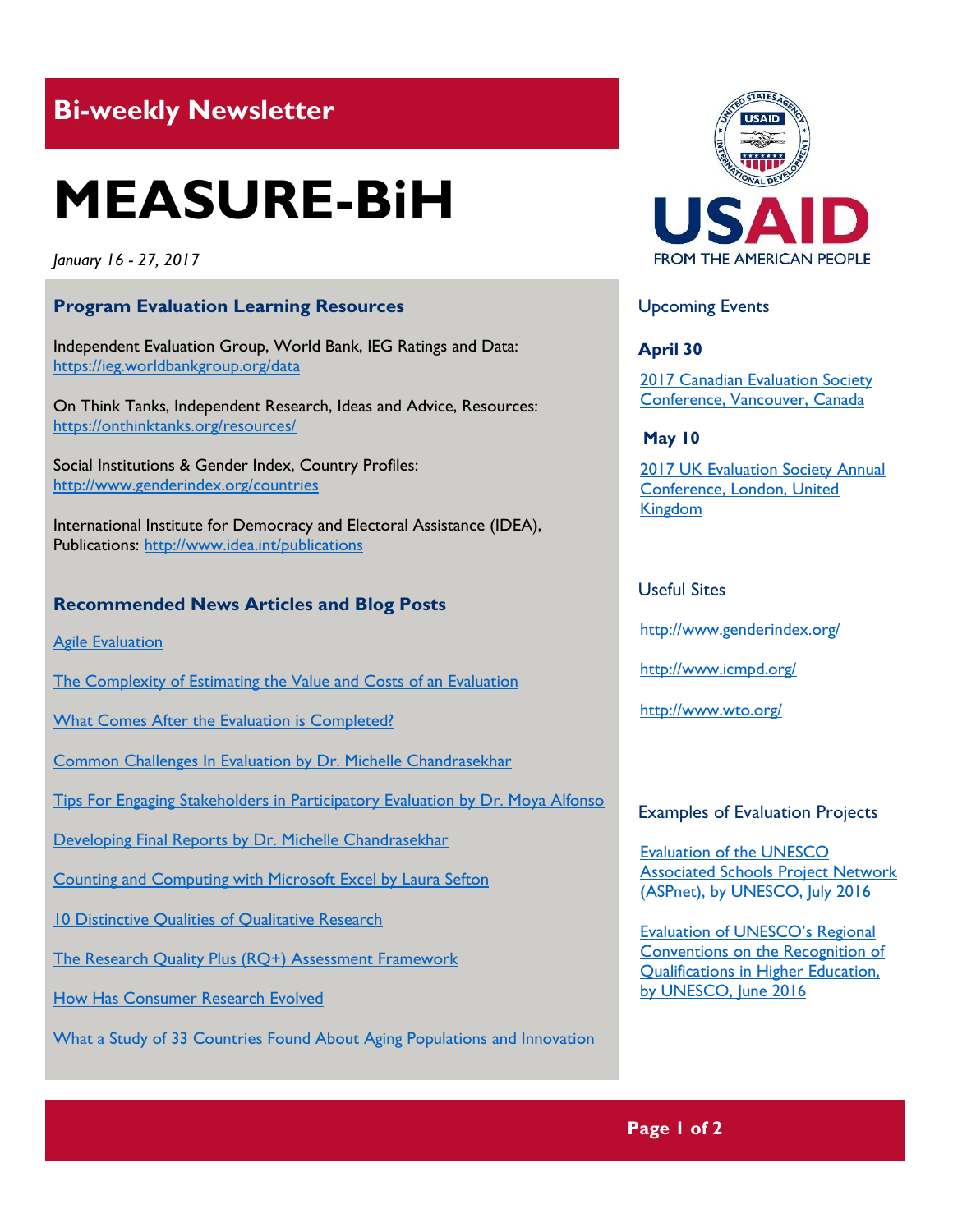## Bi-weekly Newsletter

# MEASURE-BiH

*January 16 - 27, 2017*

### Program Evaluation Learning Resources

Independent Evaluation Group, World Bank, IEG Ratings and Data: https://ieg.worldbankgroup.org/data

On Think Tanks, Independent Research, Ideas and Advice, Resources: https://onthinktanks.org/resources/

Social Institutions & Gender Index, Country Profiles: http://www.genderindex.org/countries

International Institute for Democracy and Electoral Assistance (IDEA), Publications: http://www.idea.int/publications

### Recommended News Articles and Blog Posts

Agile Evaluation

The Complexity of Estimating the Value and Costs of an Evaluation

What Comes After the Evaluation is Completed?

Common Challenges In Evaluation by Dr. Michelle Chandrasekhar

Tips For Engaging Stakeholders in Participatory Evaluation by Dr. Moya Alfonso

Developing Final Reports by Dr. Michelle Chandrasekhar

Counting and Computing with Microsoft Excel by Laura Sefton

10 Distinctive Qualities of Qualitative Research

The Research Quality Plus (RQ+) Assessment Framework

How Has Consumer Research Evolved

What a Study of 33 Countries Found About Aging Populations and Innovation

USAID
FROM THE AMERICAN PEOPLE

### Upcoming Events

**April 30**

2017 Canadian Evaluation Society Conference, Vancouver, Canada

**May 10**

2017 UK Evaluation Society Annual Conference, London, United Kingdom

### Useful Sites

http://www.genderindex.org/

http://www.icmpd.org/

http://www.wto.org/

### Examples of Evaluation Projects

Evaluation of the UNESCO Associated Schools Project Network (ASPnet), by UNESCO, July 2016

Evaluation of UNESCO's Regional Conventions on the Recognition of Qualifications in Higher Education, by UNESCO, June 2016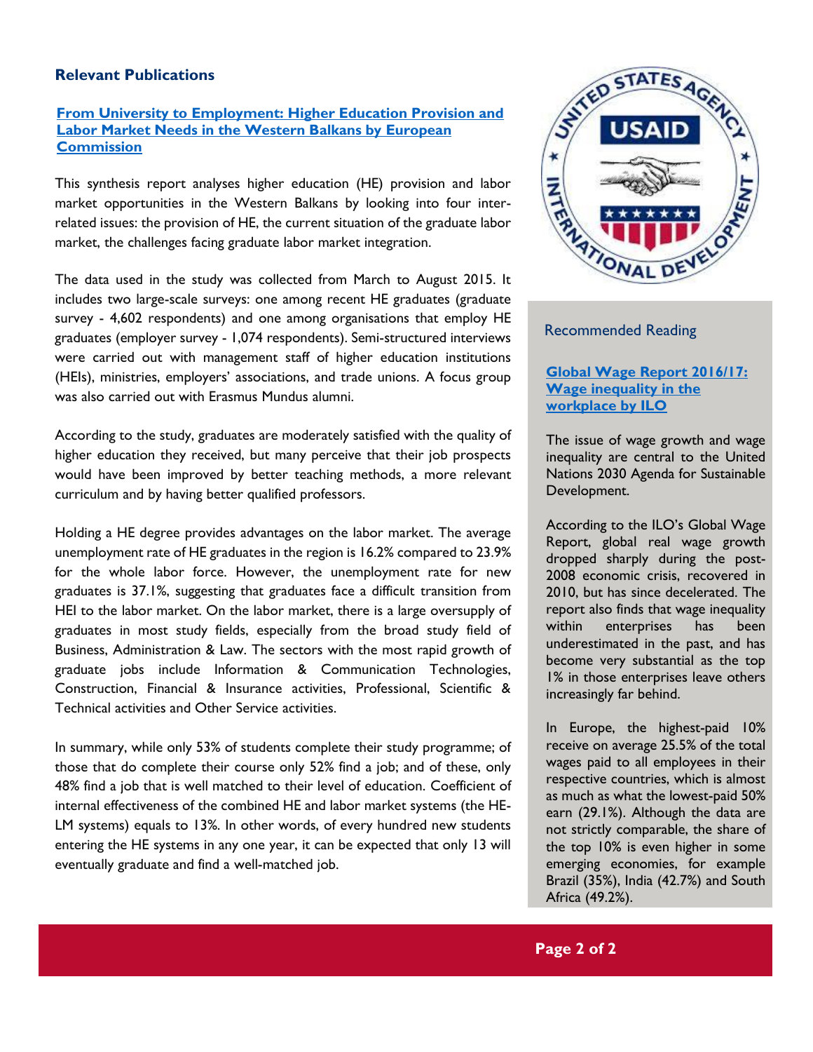## Relevant Publications

### [From University to Employment: Higher Education Provision and Labor Market Needs in the Western Balkans by European Commission]

This synthesis report analyses higher education (HE) provision and labor market opportunities in the Western Balkans by looking into four inter-related issues: the provision of HE, the current situation of the graduate labor market, the challenges facing graduate labor market integration.

The data used in the study was collected from March to August 2015. It includes two large-scale surveys: one among recent HE graduates (graduate survey - 4,602 respondents) and one among organisations that employ HE graduates (employer survey - 1,074 respondents). Semi-structured interviews were carried out with management staff of higher education institutions (HEIs), ministries, employers' associations, and trade unions. A focus group was also carried out with Erasmus Mundus alumni.

According to the study, graduates are moderately satisfied with the quality of higher education they received, but many perceive that their job prospects would have been improved by better teaching methods, a more relevant curriculum and by having better qualified professors.

Holding a HE degree provides advantages on the labor market. The average unemployment rate of HE graduates in the region is 16.2% compared to 23.9% for the whole labor force. However, the unemployment rate for new graduates is 37.1%, suggesting that graduates face a difficult transition from HEI to the labor market. On the labor market, there is a large oversupply of graduates in most study fields, especially from the broad study field of Business, Administration & Law. The sectors with the most rapid growth of graduate jobs include Information & Communication Technologies, Construction, Financial & Insurance activities, Professional, Scientific & Technical activities and Other Service activities.

In summary, while only 53% of students complete their study programme; of those that do complete their course only 52% find a job; and of these, only 48% find a job that is well matched to their level of education. Coefficient of internal effectiveness of the combined HE and labor market systems (the HE-LM systems) equals to 13%. In other words, of every hundred new students entering the HE systems in any one year, it can be expected that only 13 will eventually graduate and find a well-matched job.

## Recommended Reading

### [Global Wage Report 2016/17: Wage inequality in the workplace by ILO]

The issue of wage growth and wage inequality are central to the United Nations 2030 Agenda for Sustainable Development.

According to the ILO's Global Wage Report, global real wage growth dropped sharply during the post-2008 economic crisis, recovered in 2010, but has since decelerated. The report also finds that wage inequality within enterprises has been underestimated in the past, and has become very substantial as the top 1% in those enterprises leave others increasingly far behind.

In Europe, the highest-paid 10% receive on average 25.5% of the total wages paid to all employees in their respective countries, which is almost as much as what the lowest-paid 50% earn (29.1%). Although the data are not strictly comparable, the share of the top 10% is even higher in some emerging economies, for example Brazil (35%), India (42.7%) and South Africa (49.2%).